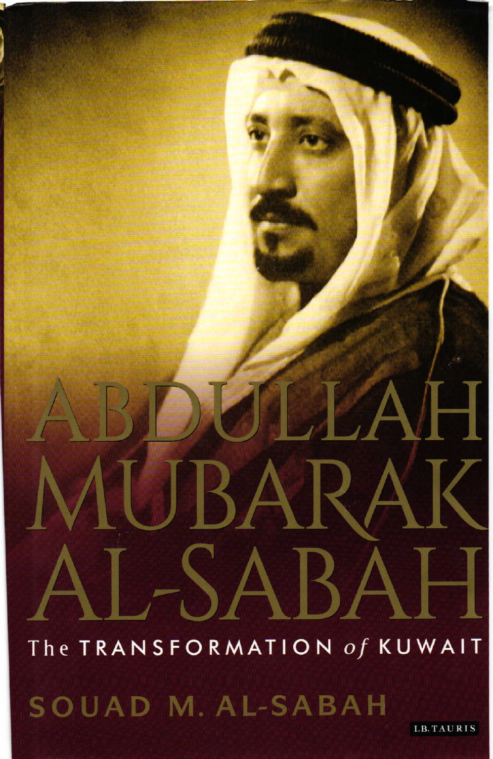# ABDULLAH MUBARAK AL-SABAH

## The TRANSFORMATION *of* KUWAIT

SOUAD M. AL-SABAH

I.B.TAURIS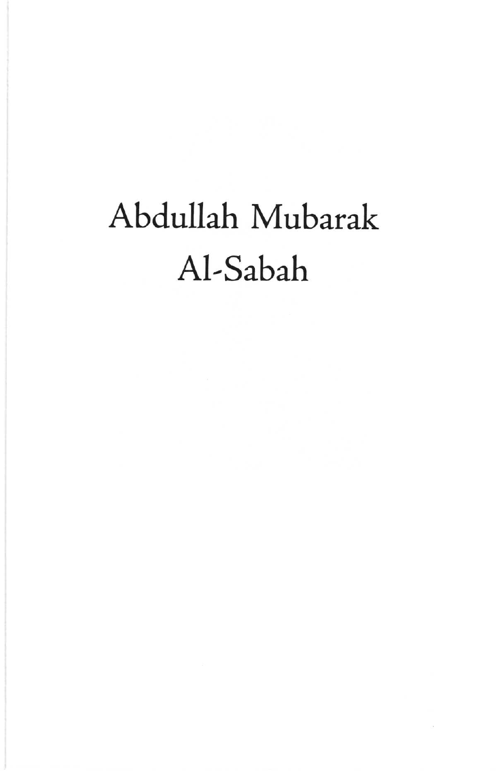# Abdullah Mubarak Al-Sabah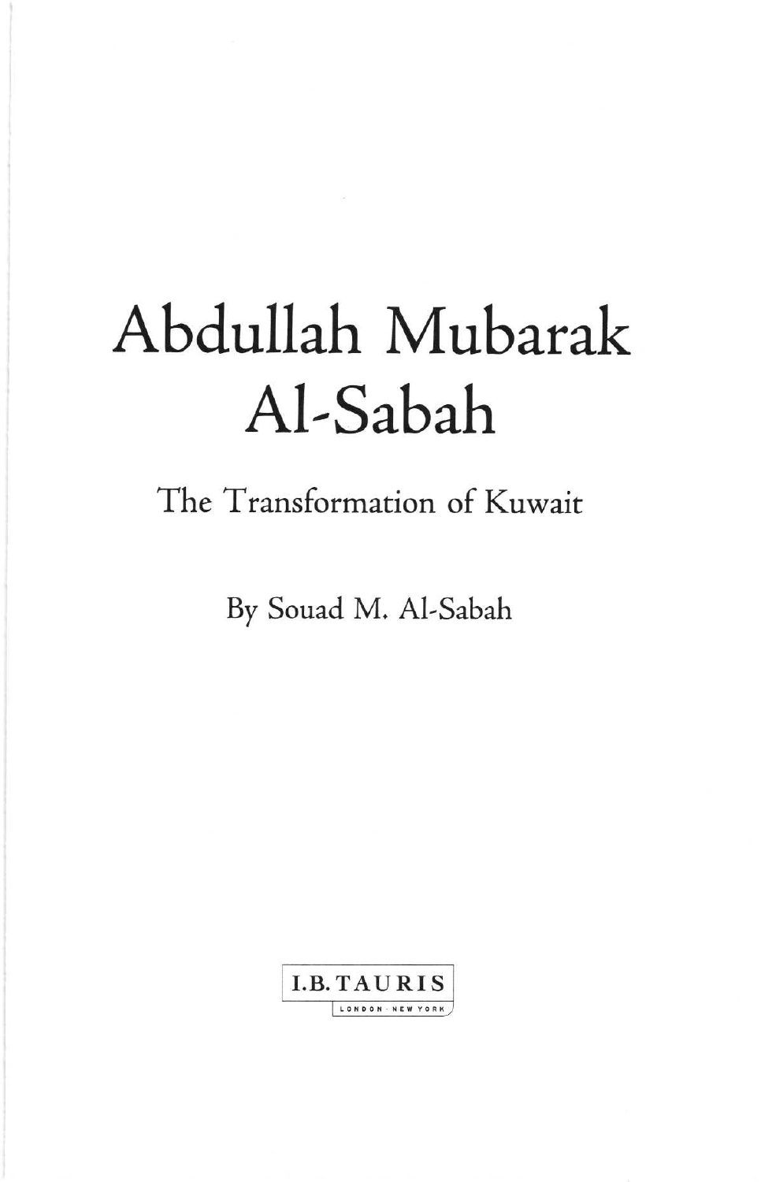# Abdullah Mubarak Al-Sabah

## The Transformation of Kuwait

By Souad M. Al-Sabah

I.B. TAURIS

LONDON · NEW YORK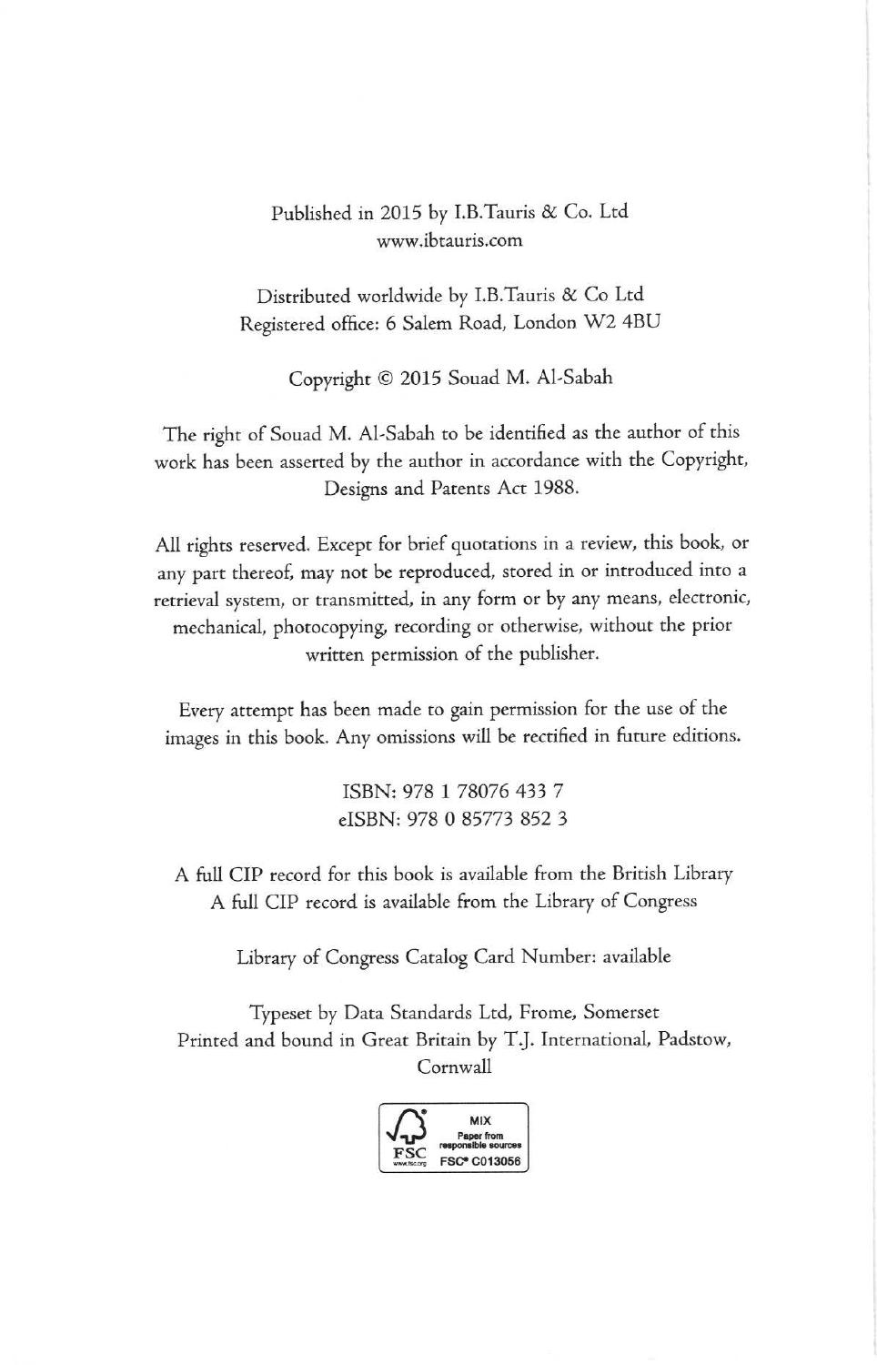Published in 2015 by I.B.Tauris & Co. Ltd
www.ibtauris.com

Distributed worldwide by I.B.Tauris & Co Ltd
Registered office: 6 Salem Road, London W2 4BU

Copyright © 2015 Souad M. Al-Sabah

The right of Souad M. Al-Sabah to be identified as the author of this work has been asserted by the author in accordance with the Copyright, Designs and Patents Act 1988.

All rights reserved. Except for brief quotations in a review, this book, or any part thereof, may not be reproduced, stored in or introduced into a retrieval system, or transmitted, in any form or by any means, electronic, mechanical, photocopying, recording or otherwise, without the prior written permission of the publisher.

Every attempt has been made to gain permission for the use of the images in this book. Any omissions will be rectified in future editions.

ISBN: 978 1 78076 433 7
eISBN: 978 0 85773 852 3

A full CIP record for this book is available from the British Library
A full CIP record is available from the Library of Congress

Library of Congress Catalog Card Number: available

Typeset by Data Standards Ltd, Frome, Somerset
Printed and bound in Great Britain by T.J. International, Padstow, Cornwall

MIX
Paper from responsible sources
FSC® C013056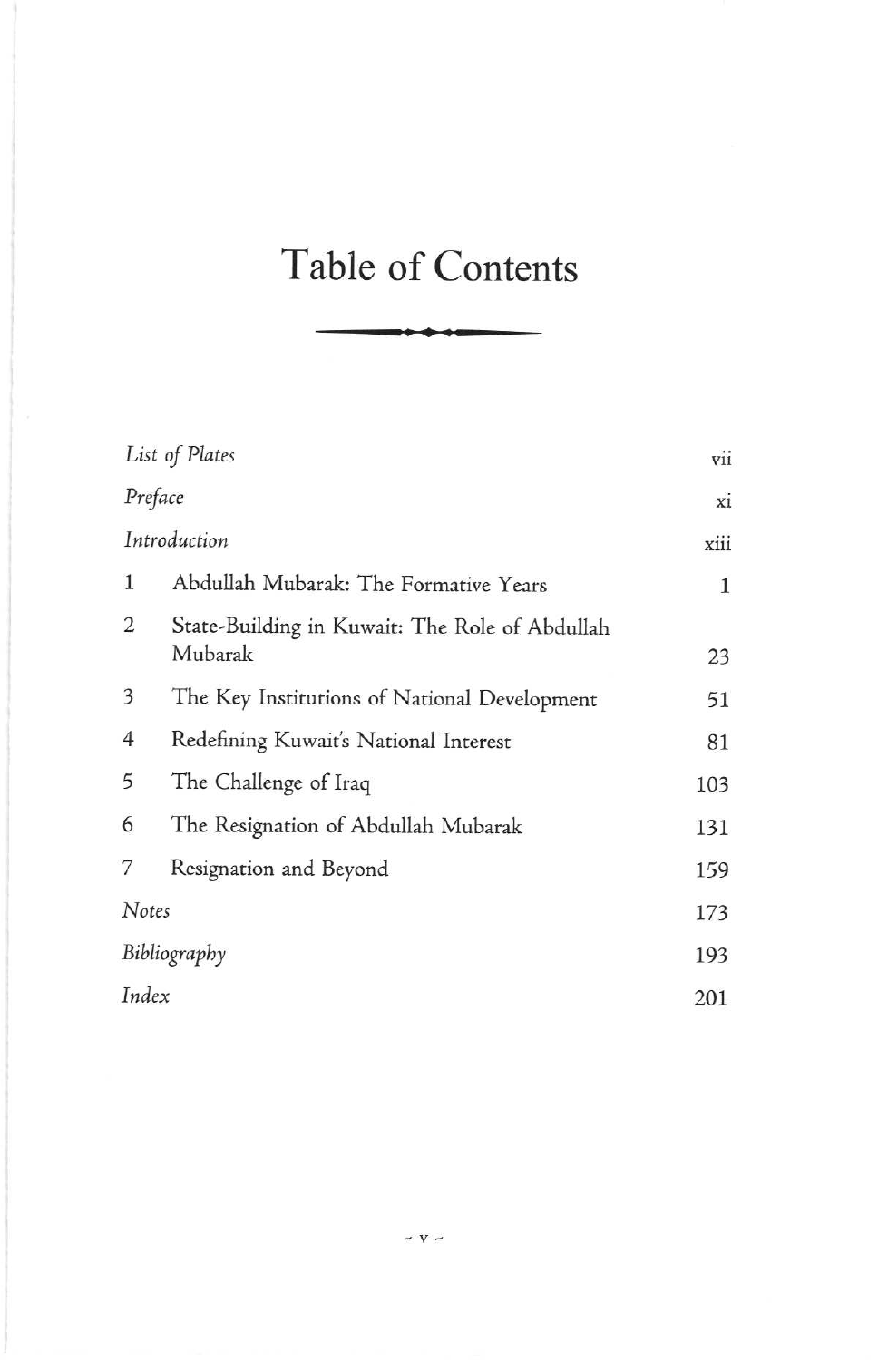# Table of Contents

| | | |
|---|---|---|
| *List of Plates* | | vii |
| *Preface* | | xi |
| *Introduction* | | xiii |
| 1 | Abdullah Mubarak: The Formative Years | 1 |
| 2 | State-Building in Kuwait: The Role of Abdullah Mubarak | 23 |
| 3 | The Key Institutions of National Development | 51 |
| 4 | Redefining Kuwait's National Interest | 81 |
| 5 | The Challenge of Iraq | 103 |
| 6 | The Resignation of Abdullah Mubarak | 131 |
| 7 | Resignation and Beyond | 159 |
| *Notes* | | 173 |
| *Bibliography* | | 193 |
| *Index* | | 201 |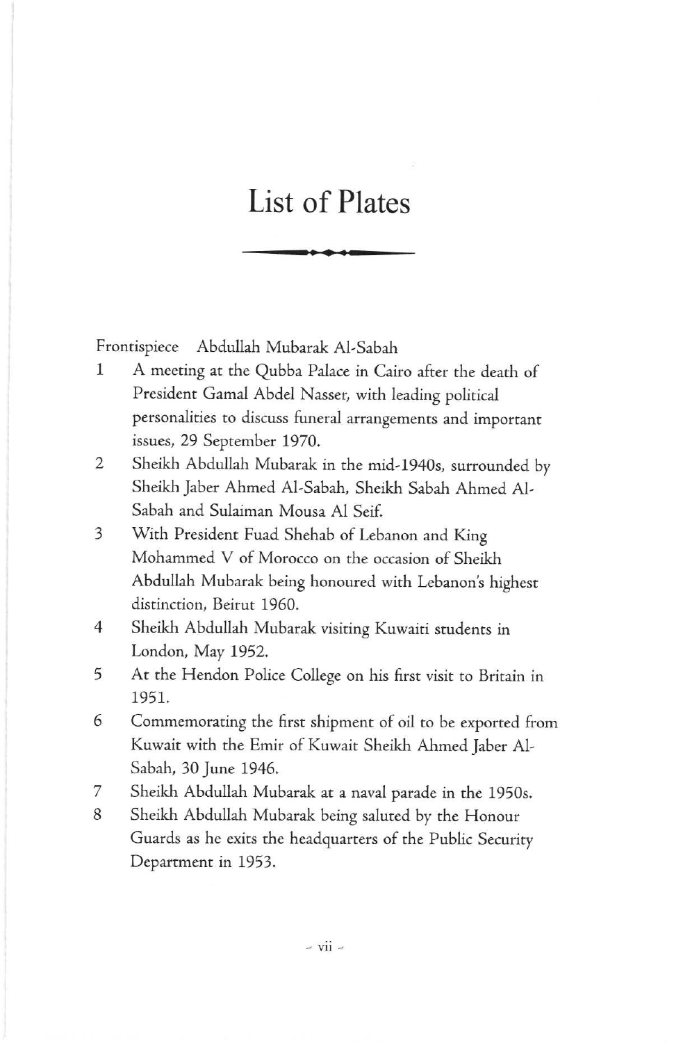# List of Plates

Frontispiece Abdullah Mubarak Al-Sabah

1. A meeting at the Qubba Palace in Cairo after the death of President Gamal Abdel Nasser, with leading political personalities to discuss funeral arrangements and important issues, 29 September 1970.
2. Sheikh Abdullah Mubarak in the mid-1940s, surrounded by Sheikh Jaber Ahmed Al-Sabah, Sheikh Sabah Ahmed Al-Sabah and Sulaiman Mousa Al Seif.
3. With President Fuad Shehab of Lebanon and King Mohammed V of Morocco on the occasion of Sheikh Abdullah Mubarak being honoured with Lebanon's highest distinction, Beirut 1960.
4. Sheikh Abdullah Mubarak visiting Kuwaiti students in London, May 1952.
5. At the Hendon Police College on his first visit to Britain in 1951.
6. Commemorating the first shipment of oil to be exported from Kuwait with the Emir of Kuwait Sheikh Ahmed Jaber Al-Sabah, 30 June 1946.
7. Sheikh Abdullah Mubarak at a naval parade in the 1950s.
8. Sheikh Abdullah Mubarak being saluted by the Honour Guards as he exits the headquarters of the Public Security Department in 1953.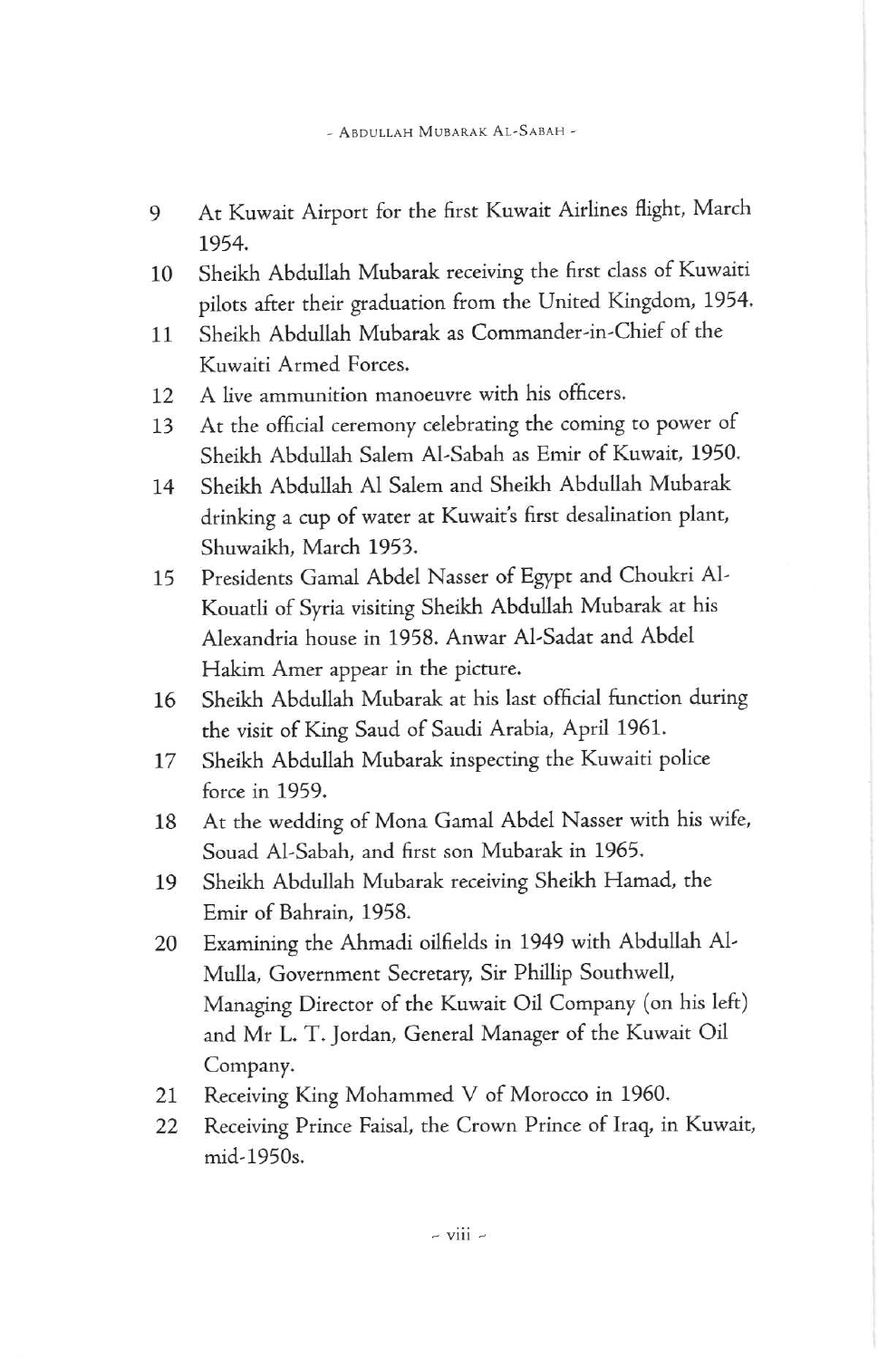9 At Kuwait Airport for the first Kuwait Airlines flight, March 1954.

10 Sheikh Abdullah Mubarak receiving the first class of Kuwaiti pilots after their graduation from the United Kingdom, 1954.

11 Sheikh Abdullah Mubarak as Commander-in-Chief of the Kuwaiti Armed Forces.

12 A live ammunition manoeuvre with his officers.

13 At the official ceremony celebrating the coming to power of Sheikh Abdullah Salem Al-Sabah as Emir of Kuwait, 1950.

14 Sheikh Abdullah Al Salem and Sheikh Abdullah Mubarak drinking a cup of water at Kuwait's first desalination plant, Shuwaikh, March 1953.

15 Presidents Gamal Abdel Nasser of Egypt and Choukri Al-Kouatli of Syria visiting Sheikh Abdullah Mubarak at his Alexandria house in 1958. Anwar Al-Sadat and Abdel Hakim Amer appear in the picture.

16 Sheikh Abdullah Mubarak at his last official function during the visit of King Saud of Saudi Arabia, April 1961.

17 Sheikh Abdullah Mubarak inspecting the Kuwaiti police force in 1959.

18 At the wedding of Mona Gamal Abdel Nasser with his wife, Souad Al-Sabah, and first son Mubarak in 1965.

19 Sheikh Abdullah Mubarak receiving Sheikh Hamad, the Emir of Bahrain, 1958.

20 Examining the Ahmadi oilfields in 1949 with Abdullah Al-Mulla, Government Secretary, Sir Phillip Southwell, Managing Director of the Kuwait Oil Company (on his left) and Mr L. T. Jordan, General Manager of the Kuwait Oil Company.

21 Receiving King Mohammed V of Morocco in 1960.

22 Receiving Prince Faisal, the Crown Prince of Iraq, in Kuwait, mid-1950s.